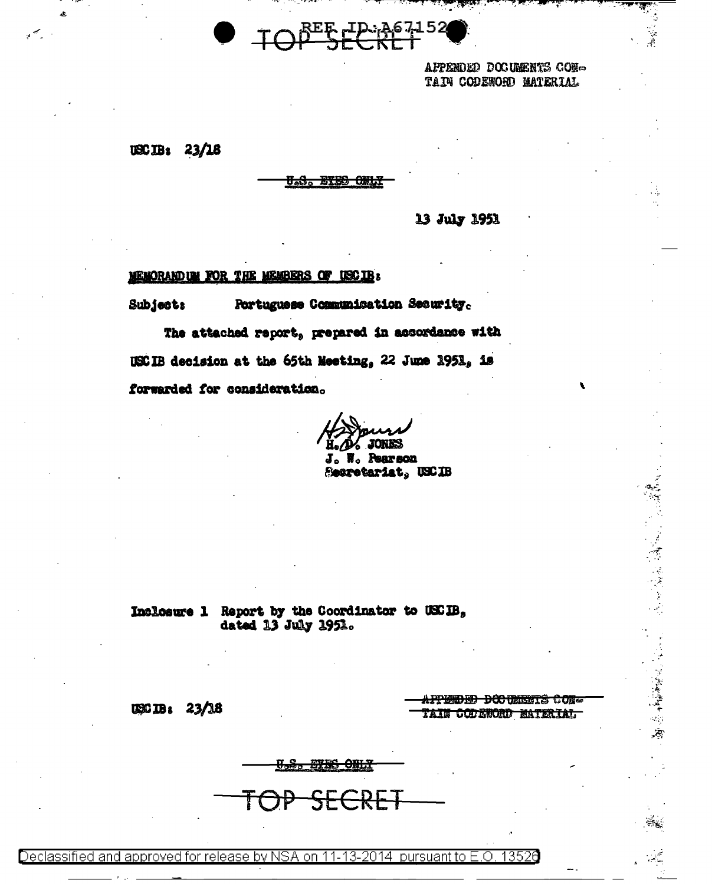REF ID:A67152

TOP SECRET

APPENDED DOCUMENTS CONTAIN CODEWORD MATERIAL

USCIB: 23/18

U.S. EYES ONLY

13 July 1951

MEMORANDUM FOR THE MEMBERS OF USCIB:

Subject: Portuguese Communication Security.

The attached report, prepared in accordance with USCIB decision at the 65th Meeting, 22 June 1951, is forwarded for consideration.

H. D. JONES
J. W. Pearson
Secretariat, USCIB

Inclosure 1 Report by the Coordinator to USCIB, dated 13 July 1951.

USCIB: 23/18

APPENDED DOCUMENTS CONTAIN CODEWORD MATERIAL

U.S. EYES ONLY

TOP SECRET

Declassified and approved for release by NSA on 11-13-2014 pursuant to E.O. 13526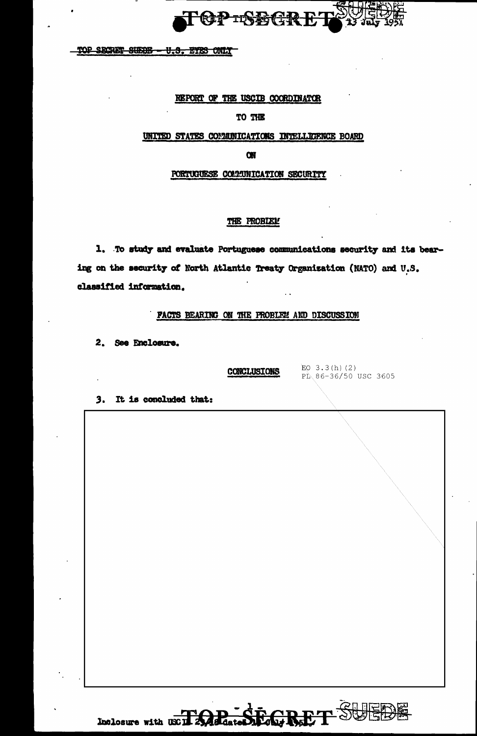TOP SECRET SUEDE - U.S. EYES ONLY

REPORT OF THE USCIB COORDINATOR

TO THE

UNITED STATES COMMUNICATIONS INTELLIGENCE BOARD

ON

PORTUGUESE COMMUNICATION SECURITY

## THE PROBLEM

1. To study and evaluate Portuguese communications security and its bearing on the security of North Atlantic Treaty Organization (NATO) and U.S. classified information.

## FACTS BEARING ON THE PROBLEM AND DISCUSSION

2. See Enclosure.

## CONCLUSIONS

EO 3.3(h)(2)
PL 86-36/50 USC 3605

3. It is concluded that:

Inclosure with USCIB 23/18 dated 13 July 1951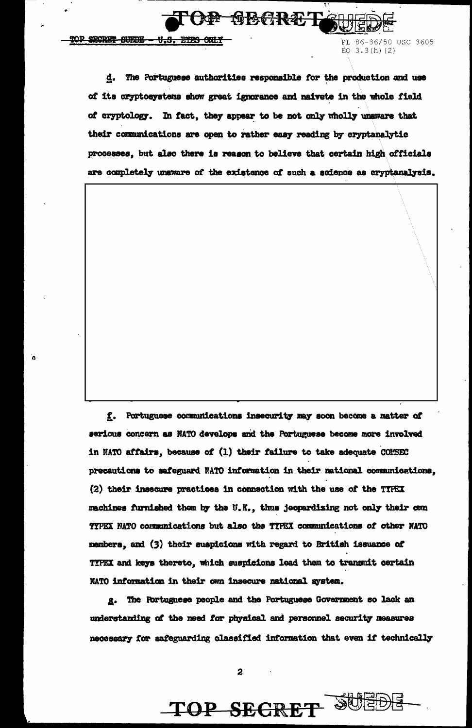PL 86-36/50 USC 3605
EO 3.3(h)(2)

d. The Portuguese authorities responsible for the production and use of its cryptosystems show great ignorance and naivete in the whole field of cryptology. In fact, they appear to be not only wholly unaware that their communications are open to rather easy reading by cryptanalytic processes, but also there is reason to believe that certain high officials are completely unaware of the existence of such a science as cryptanalysis.

f. Portuguese communications insecurity may soon become a matter of serious concern as NATO develops and the Portuguese become more involved in NATO affairs, because of (1) their failure to take adequate COMSEC precautions to safeguard NATO information in their national communications, (2) their insecure practices in connection with the use of the TYPEX machines furnished them by the U.K., thus jeopardizing not only their own TYPEX NATO communications but also the TYPEX communications of other NATO members, and (3) their suspicions with regard to British issuance of TYPEX and keys thereto, which suspicions lead them to transmit certain NATO information in their own insecure national system.

g. The Portuguese people and the Portuguese Government so lack an understanding of the need for physical and personnel security measures necessary for safeguarding classified information that even if technically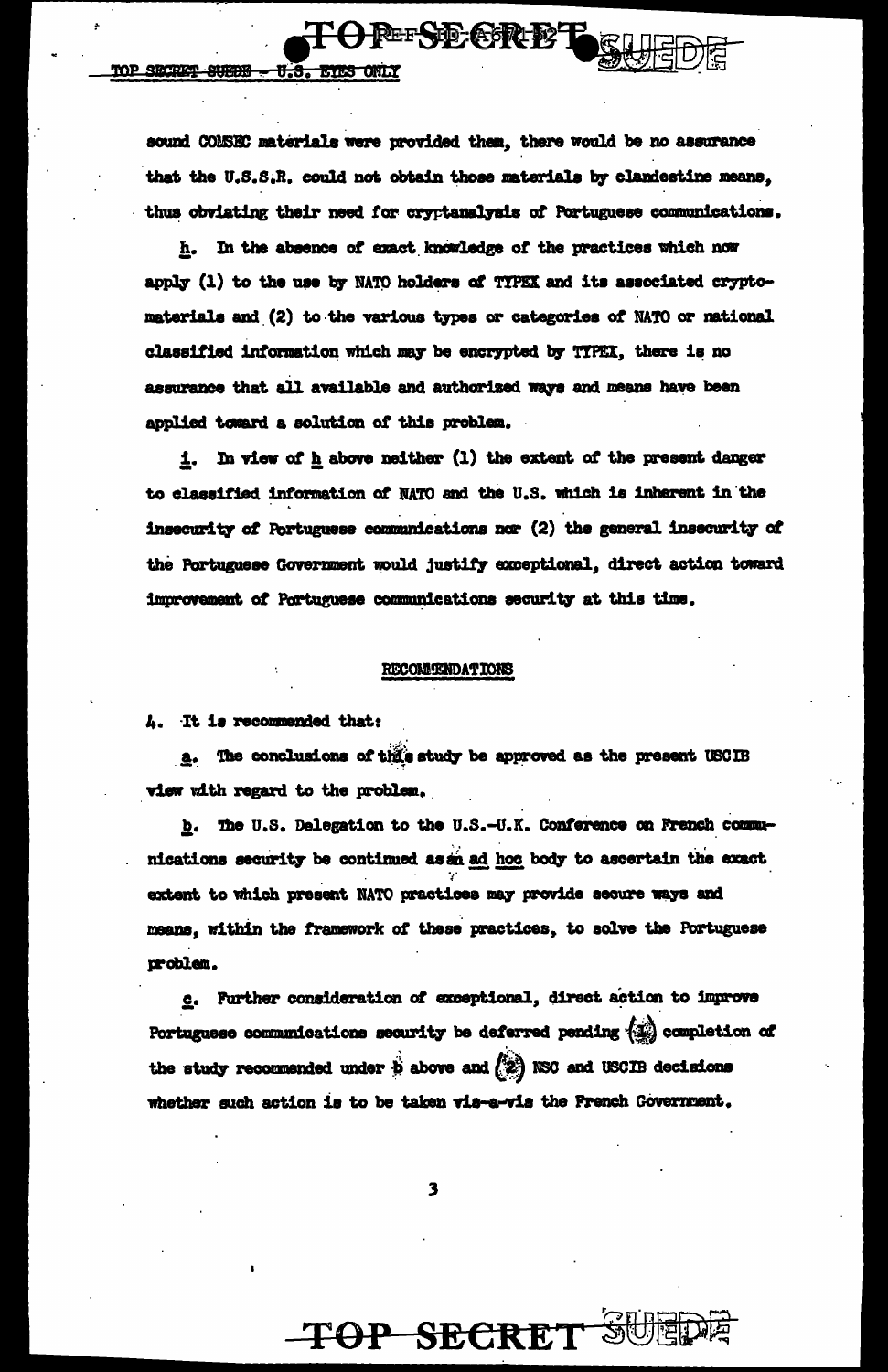sound COMSEC materials were provided them, there would be no assurance that the U.S.S.R. could not obtain those materials by clandestine means, thus obviating their need for cryptanalysis of Portuguese communications.

h. In the absence of exact knowledge of the practices which now apply (1) to the use by NATO holders of TYPEX and its associated cryptomaterials and (2) to the various types or categories of NATO or national classified information which may be encrypted by TYPEX, there is no assurance that all available and authorized ways and means have been applied toward a solution of this problem.

i. In view of h above neither (1) the extent of the present danger to classified information of NATO and the U.S. which is inherent in the insecurity of Portuguese communications nor (2) the general insecurity of the Portuguese Government would justify exceptional, direct action toward improvement of Portuguese communications security at this time.

## RECOMMENDATIONS

4. It is recommended that:

a. The conclusions of this study be approved as the present USCIB view with regard to the problem.

b. The U.S. Delegation to the U.S.-U.K. Conference on French communications security be continued as an *ad hoc* body to ascertain the exact extent to which present NATO practices may provide secure ways and means, within the framework of these practices, to solve the Portuguese problem.

c. Further consideration of exceptional, direct action to improve Portuguese communications security be deferred pending (1) completion of the study recommended under b above and (2) NSC and USCIB decisions whether such action is to be taken vis-a-vis the French Government.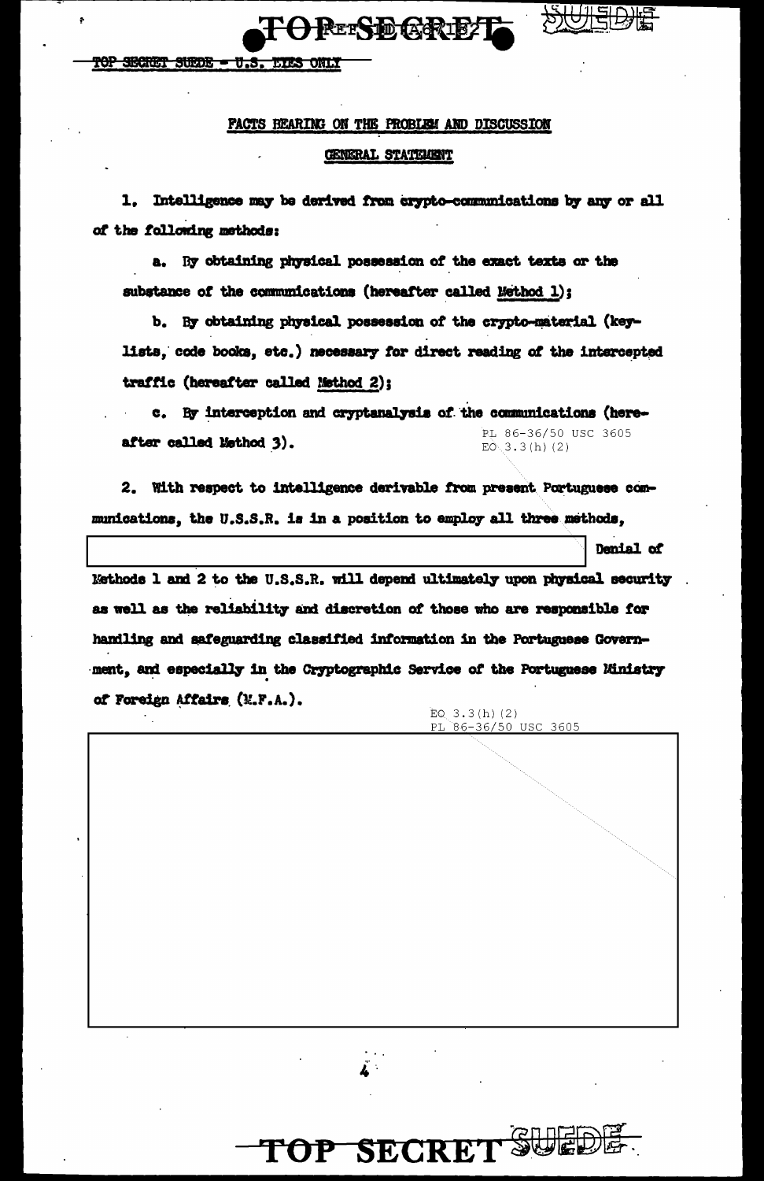## FACTS BEARING ON THE PROBLEM AND DISCUSSION

### GENERAL STATEMENT

1. Intelligence may be derived from crypto-communications by any or all of the following methods:

   a. By obtaining physical possession of the exact texts or the substance of the communications (hereafter called Method 1);

   b. By obtaining physical possession of the crypto-material (key-lists, code books, etc.) necessary for direct reading of the intercepted traffic (hereafter called Method 2);

   c. By interception and cryptanalysis of the communications (hereafter called Method 3).

PL 86-36/50 USC 3605
EO 3.3(h)(2)

2. With respect to intelligence derivable from present Portuguese communications, the U.S.S.R. is in a position to employ all three methods, [redacted] Denial of Methods 1 and 2 to the U.S.S.R. will depend ultimately upon physical security as well as the reliability and discretion of those who are responsible for handling and safeguarding classified information in the Portuguese Government, and especially in the Cryptographic Service of the Portuguese Ministry of Foreign Affairs (M.F.A.).

EO 3.3(h)(2)
PL 86-36/50 USC 3605

[redacted]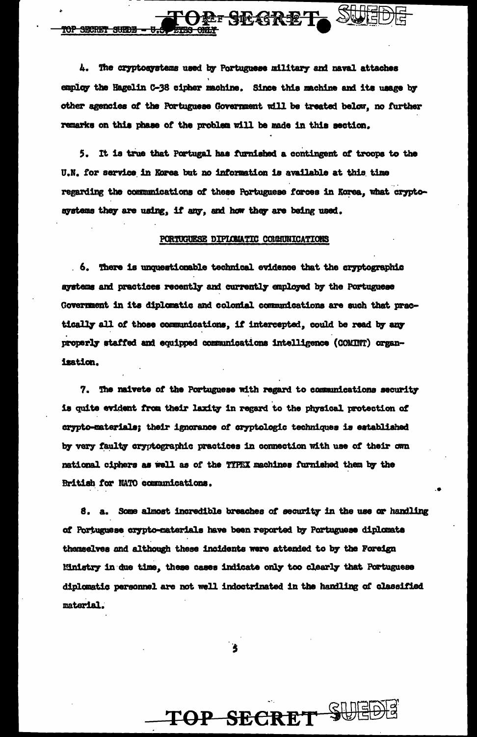4. The cryptosystems used by Portuguese military and naval attaches employ the Hagelin C-38 cipher machine. Since this machine and its usage by other agencies of the Portuguese Government will be treated below, no further remarks on this phase of the problem will be made in this section.

5. It is true that Portugal has furnished a contingent of troops to the U.N. for service in Korea but no information is available at this time regarding the communications of these Portuguese forces in Korea, what cryptosystems they are using, if any, and how they are being used.

PORTUGUESE DIPLOMATIC COMMUNICATIONS

6. There is unquestionable technical evidence that the cryptographic systems and practices recently and currently employed by the Portuguese Government in its diplomatic and colonial communications are such that practically all of those communications, if intercepted, could be read by any properly staffed and equipped communications intelligence (COMINT) organization.

7. The naivete of the Portuguese with regard to communications security is quite evident from their laxity in regard to the physical protection of crypto-materials; their ignorance of cryptologic techniques is established by very faulty cryptographic practices in connection with use of their own national ciphers as well as of the TYPEX machines furnished them by the British for NATO communications.

8. a. Some almost incredible breaches of security in the use or handling of Portuguese crypto-materials have been reported by Portuguese diplomats themselves and although these incidents were attended to by the Foreign Ministry in due time, these cases indicate only too clearly that Portuguese diplomatic personnel are not well indoctrinated in the handling of classified material.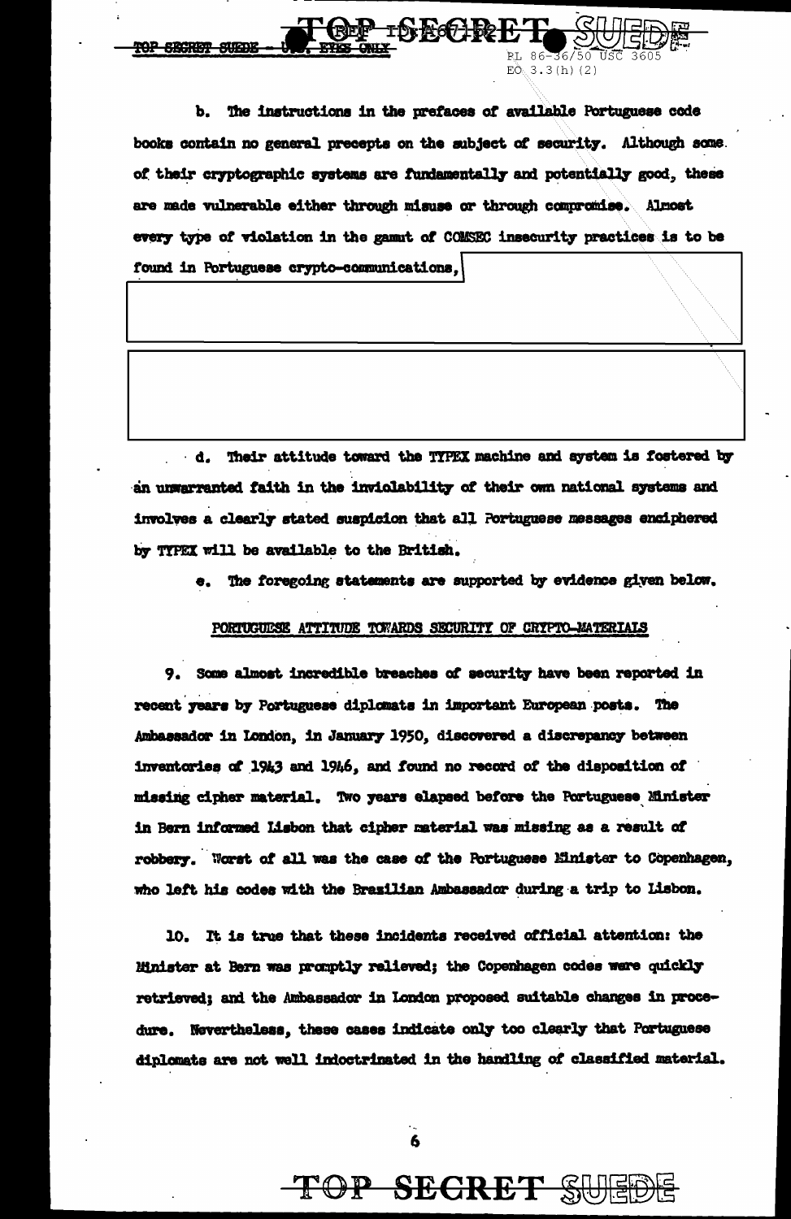b. The instructions in the prefaces of available Portuguese code books contain no general precepts on the subject of security. Although some of their cryptographic systems are fundamentally and potentially good, these are made vulnerable either through misuse or through compromise. Almost every type of violation in the gamut of COMSEC insecurity practices is to be found in Portuguese crypto-communications,

d. Their attitude toward the TYPEX machine and system is fostered by an unwarranted faith in the inviolability of their own national systems and involves a clearly stated suspicion that all Portuguese messages enciphered by TYPEX will be available to the British.

e. The foregoing statements are supported by evidence given below.

PORTUGUESE ATTITUDE TOWARDS SECURITY OF CRYPTO-MATERIALS

9. Some almost incredible breaches of security have been reported in recent years by Portuguese diplomats in important European posts. The Ambassador in London, in January 1950, discovered a discrepancy between inventories of 1943 and 1946, and found no record of the disposition of missing cipher material. Two years elapsed before the Portuguese Minister in Bern informed Lisbon that cipher material was missing as a result of robbery. Worst of all was the case of the Portuguese Minister to Copenhagen, who left his codes with the Brazilian Ambassador during a trip to Lisbon.

10. It is true that these incidents received official attention: the Minister at Bern was promptly relieved; the Copenhagen codes were quickly retrieved; and the Ambassador in London proposed suitable changes in procedure. Nevertheless, these cases indicate only too clearly that Portuguese diplomats are not well indoctrinated in the handling of classified material.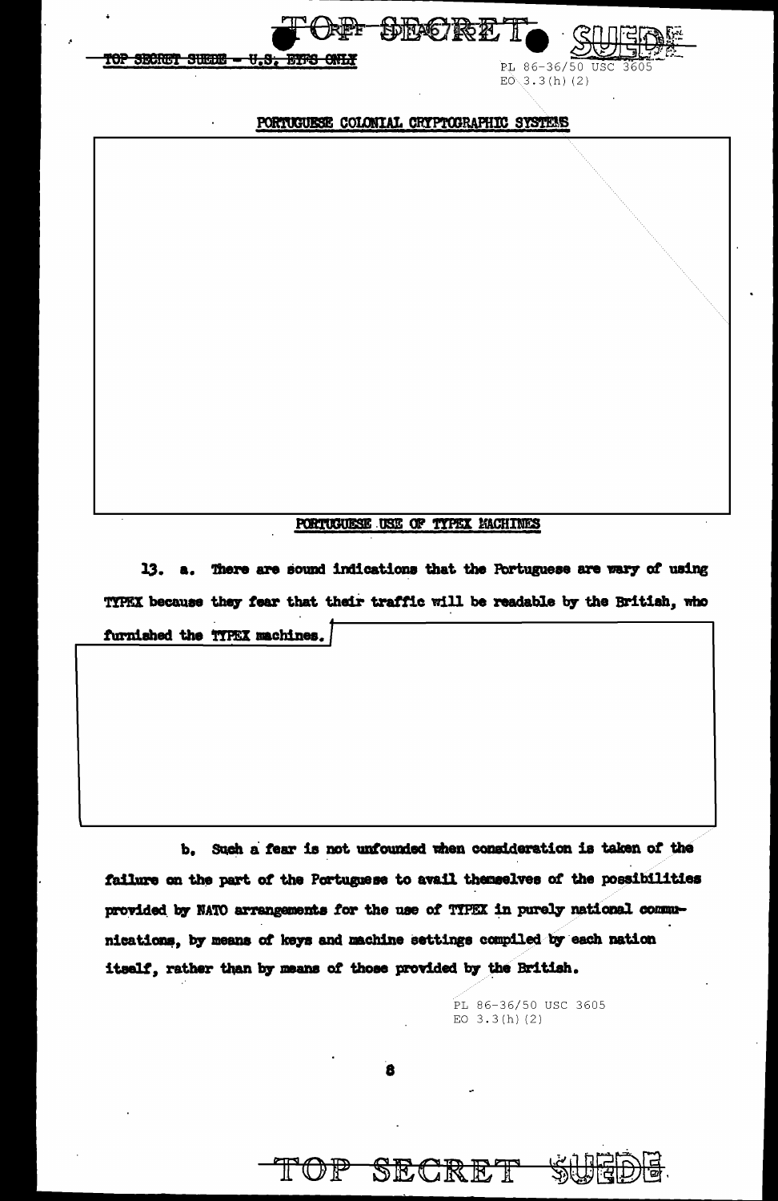TOP SECRET SUEDE - U.S. EYES ONLY

PL 86-36/50 USC 3605
EO 3.3(h)(2)

PORTUGUESE COLONIAL CRYPTOGRAPHIC SYSTEMS

PORTUGUESE USE OF TYPEX MACHINES

13. a. There are sound indications that the Portuguese are wary of using TYPEX because they fear that their traffic will be readable by the British, who furnished the TYPEX machines.

b. Such a fear is not unfounded when consideration is taken of the failure on the part of the Portuguese to avail themselves of the possibilities provided by NATO arrangements for the use of TYPEX in purely national communications, by means of keys and machine settings compiled by each nation itself, rather than by means of those provided by the British.

PL 86-36/50 USC 3605
EO 3.3(h)(2)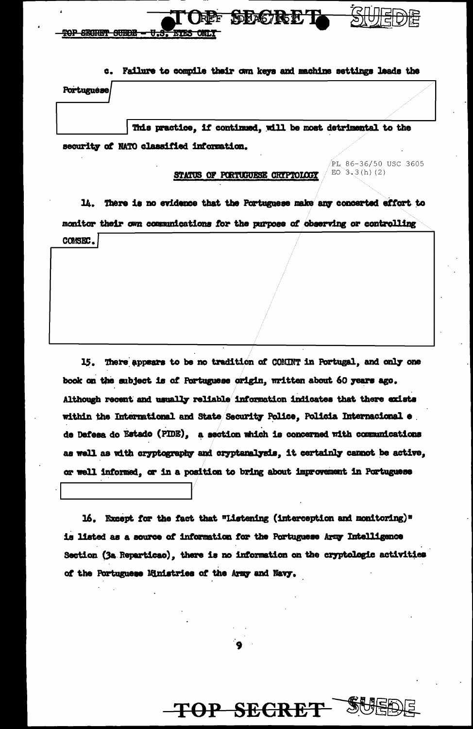c. Failure to compile their own keys and machine settings leads the Portuguese

This practice, if continued, will be most detrimental to the security of NATO classified information.

PL 86-36/50 USC 3605
EO 3.3(h)(2)

## STATUS OF PORTUGUESE CRYPTOLOGY

14. There is no evidence that the Portuguese make any concerted effort to monitor their own communications for the purpose of observing or controlling COMSEC.

15. There appears to be no tradition of COMINT in Portugal, and only one book on the subject is of Portuguese origin, written about 60 years ago. Although recent and usually reliable information indicates that there exists within the International and State Security Police, Policia Internacional e de Defesa do Estado (PIDE), a section which is concerned with communications as well as with cryptography and cryptanalysis, it certainly cannot be active, or well informed, or in a position to bring about improvement in Portuguese

16. Except for the fact that "Listening (interception and monitoring)" is listed as a source of information for the Portuguese Army Intelligence Section (3a Reparticao), there is no information on the cryptologic activities of the Portuguese Ministries of the Army and Navy.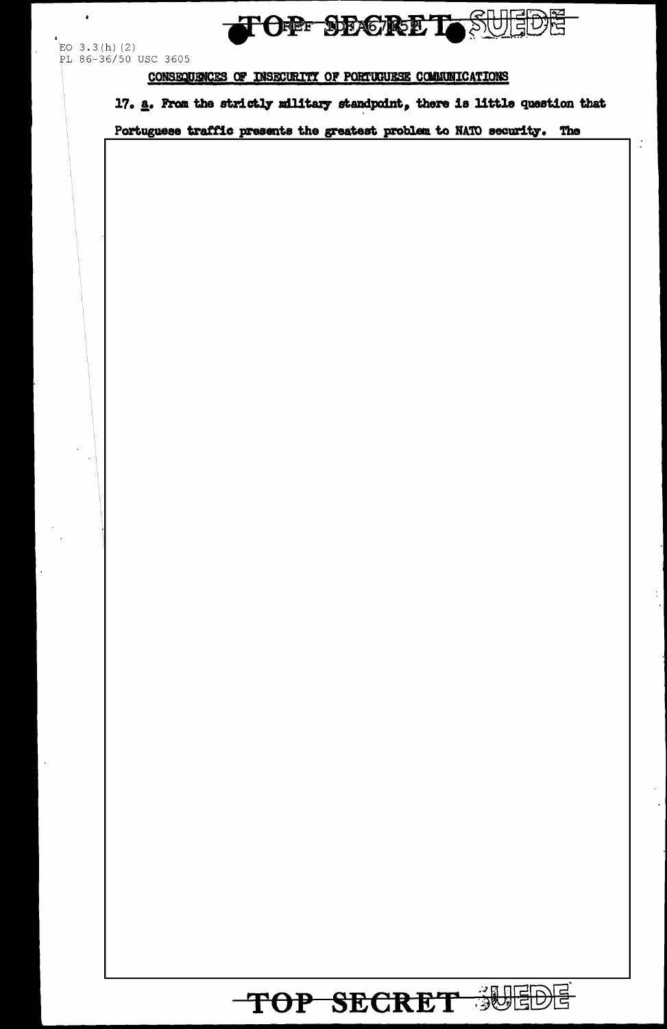EO 3.3(h)(2)
PL 86-36/50 USC 3605

CONSEQUENCES OF INSECURITY OF PORTUGUESE COMMUNICATIONS

17. a. From the strictly military standpoint, there is little question that Portuguese traffic presents the greatest problem to NATO security. The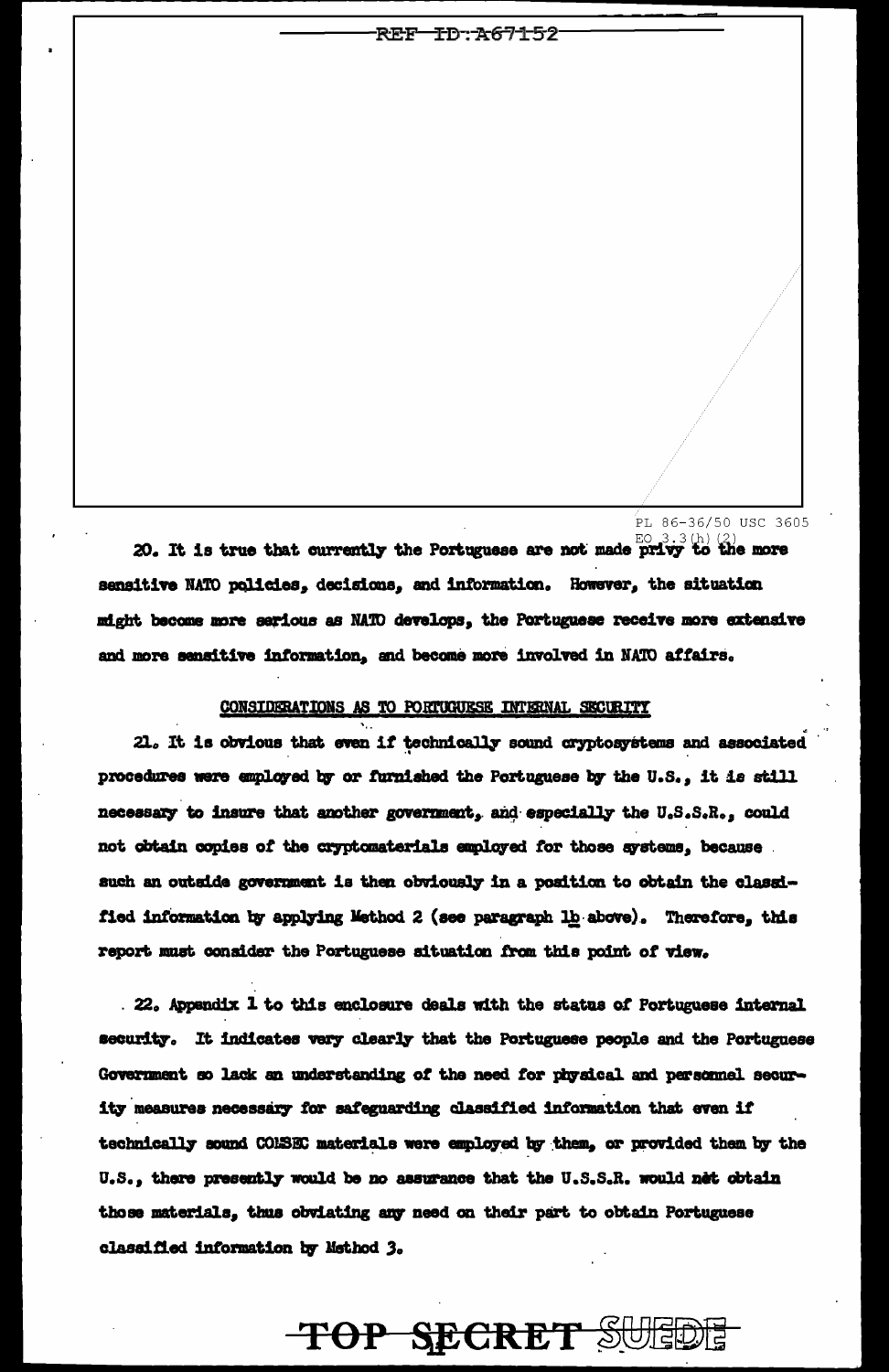PL 86-36/50 USC 3605
EO 3.3(h)(2)

20. It is true that currently the Portuguese are not made privy to the more sensitive NATO policies, decisions, and information. However, the situation might become more serious as NATO develops, the Portuguese receive more extensive and more sensitive information, and become more involved in NATO affairs.

## CONSIDERATIONS AS TO PORTUGUESE INTERNAL SECURITY

21. It is obvious that even if technically sound cryptosystems and associated procedures were employed by or furnished the Portuguese by the U.S., it is still necessary to insure that another government, and especially the U.S.S.R., could not obtain copies of the cryptomaterials employed for those systems, because such an outside government is then obviously in a position to obtain the classified information by applying Method 2 (see paragraph 1b above). Therefore, this report must consider the Portuguese situation from this point of view.

22. Appendix 1 to this enclosure deals with the status of Portuguese internal security. It indicates very clearly that the Portuguese people and the Portuguese Government so lack an understanding of the need for physical and personnel security measures necessary for safeguarding classified information that even if technically sound COMSEC materials were employed by them, or provided them by the U.S., there presently would be no assurance that the U.S.S.R. would not obtain those materials, thus obviating any need on their part to obtain Portuguese classified information by Method 3.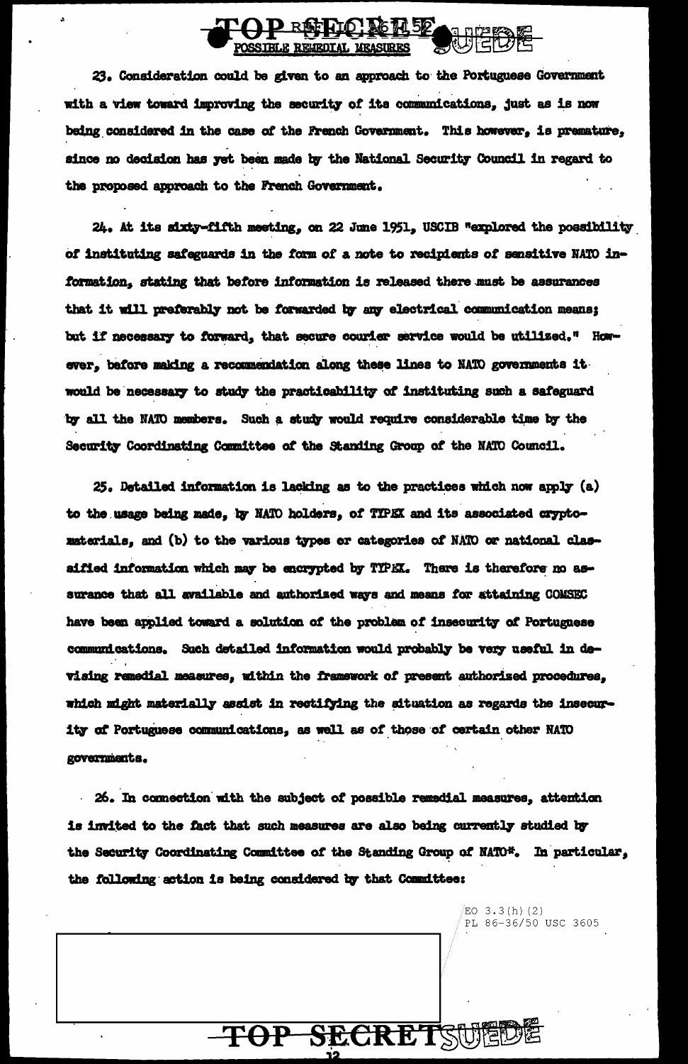POSSIBLE REMEDIAL MEASURES

23. Consideration could be given to an approach to the Portuguese Government with a view toward improving the security of its communications, just as is now being considered in the case of the French Government. This however, is premature, since no decision has yet been made by the National Security Council in regard to the proposed approach to the French Government.

24. At its sixty-fifth meeting, on 22 June 1951, USCIB "explored the possibility of instituting safeguards in the form of a note to recipients of sensitive NATO information, stating that before information is released there must be assurances that it will preferably not be forwarded by any electrical communication means; but if necessary to forward, that secure courier service would be utilized." However, before making a recommendation along these lines to NATO governments it would be necessary to study the practicability of instituting such a safeguard by all the NATO members. Such a study would require considerable time by the Security Coordinating Committee of the Standing Group of the NATO Council.

25. Detailed information is lacking as to the practices which now apply (a) to the usage being made, by NATO holders, of TYPEX and its associated cryptomaterials, and (b) to the various types or categories of NATO or national classified information which may be encrypted by TYPEX. There is therefore no assurance that all available and authorized ways and means for attaining COMSEC have been applied toward a solution of the problem of insecurity of Portuguese communications. Such detailed information would probably be very useful in devising remedial measures, within the framework of present authorized procedures, which might materially assist in rectifying the situation as regards the insecurity of Portuguese communications, as well as of those of certain other NATO governments.

26. In connection with the subject of possible remedial measures, attention is invited to the fact that such measures are also being currently studied by the Security Coordinating Committee of the Standing Group of NATO*. In particular, the following action is being considered by that Committee:

EO 3.3(h)(2)
PL 86-36/50 USC 3605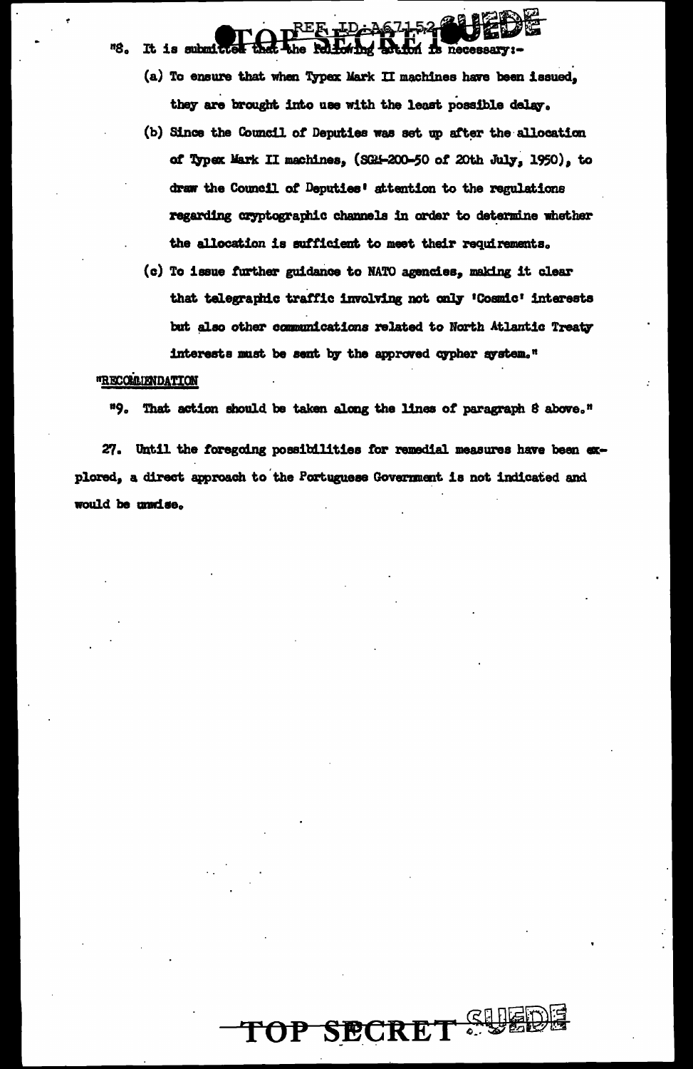"8. It is submitted that the following action is necessary:-

(a) To ensure that when Typex Mark II machines have been issued, they are brought into use with the least possible delay.

(b) Since the Council of Deputies was set up after the allocation of Typex Mark II machines, (SGM-200-50 of 20th July, 1950), to draw the Council of Deputies' attention to the regulations regarding cryptographic channels in order to determine whether the allocation is sufficient to meet their requirements.

(c) To issue further guidance to NATO agencies, making it clear that telegraphic traffic involving not only 'Cosmic' interests but also other communications related to North Atlantic Treaty interests must be sent by the approved cypher system."

"RECOMMENDATION

"9. That action should be taken along the lines of paragraph 8 above."

27. Until the foregoing possibilities for remedial measures have been explored, a direct approach to the Portuguese Government is not indicated and would be unwise.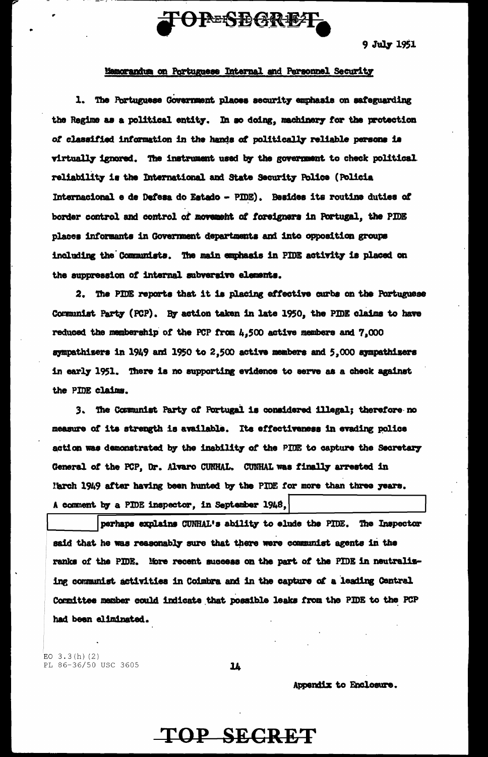TOP SECRET

9 July 1951

Memorandum on Portuguese Internal and Personnel Security

1. The Portuguese Government places security emphasis on safeguarding the Regime as a political entity. In so doing, machinery for the protection of classified information in the hands of politically reliable persons is virtually ignored. The instrument used by the government to check political reliability is the International and State Security Police (Policia Internacional e de Defesa do Estado - PIDE). Besides its routine duties of border control and control of movement of foreigners in Portugal, the PIDE places informants in Government departments and into opposition groups including the Communists. The main emphasis in PIDE activity is placed on the suppression of internal subversive elements.

2. The PIDE reports that it is placing effective curbs on the Portuguese Communist Party (PCP). By action taken in late 1950, the PIDE claims to have reduced the membership of the PCP from 4,500 active members and 7,000 sympathizers in 1949 and 1950 to 2,500 active members and 5,000 sympathizers in early 1951. There is no supporting evidence to serve as a check against the PIDE claims.

3. The Communist Party of Portugal is considered illegal; therefore no measure of its strength is available. Its effectiveness in evading police action was demonstrated by the inability of the PIDE to capture the Secretary General of the PCP, Dr. Alvaro CUNHAL. CUNHAL was finally arrested in March 1949 after having been hunted by the PIDE for more than three years. A comment by a PIDE inspector, in September 1948, [redacted] perhaps explains CUNHAL's ability to elude the PIDE. The Inspector said that he was reasonably sure that there were communist agents in the ranks of the PIDE. More recent success on the part of the PIDE in neutralizing communist activities in Coimbra and in the capture of a leading Central Committee member could indicate that possible leaks from the PIDE to the PCP had been eliminated.

EO 3.3(h)(2)
PL 86-36/50 USC 3605

Appendix to Enclosure.

TOP SECRET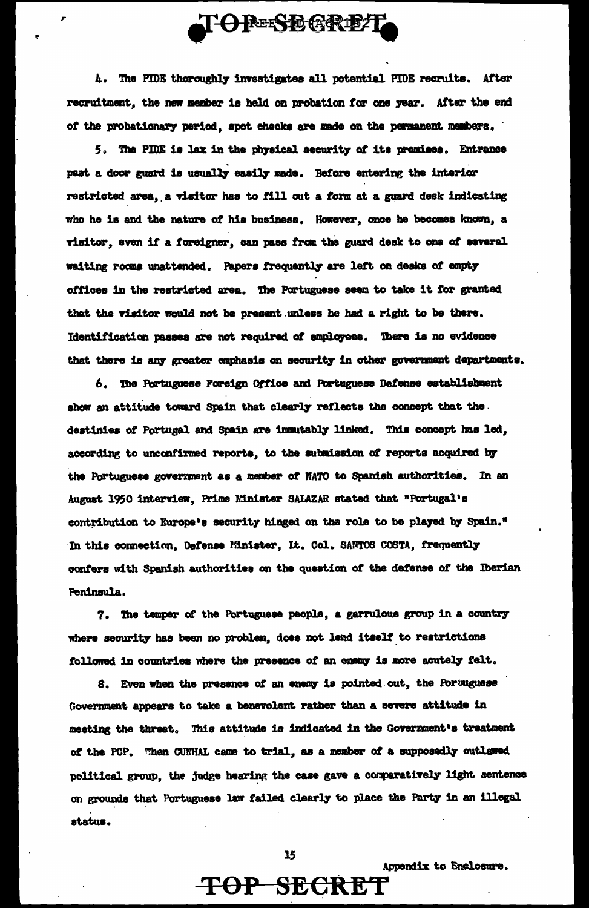4. The PIDE thoroughly investigates all potential PIDE recruits. After recruitment, the new member is held on probation for one year. After the end of the probationary period, spot checks are made on the permanent members.

5. The PIDE is lax in the physical security of its premises. Entrance past a door guard is usually easily made. Before entering the interior restricted area, a visitor has to fill out a form at a guard desk indicating who he is and the nature of his business. However, once he becomes known, a visitor, even if a foreigner, can pass from the guard desk to one of several waiting rooms unattended. Papers frequently are left on desks of empty offices in the restricted area. The Portuguese seem to take it for granted that the visitor would not be present unless he had a right to be there. Identification passes are not required of employees. There is no evidence that there is any greater emphasis on security in other government departments.

6. The Portuguese Foreign Office and Portuguese Defense establishment show an attitude toward Spain that clearly reflects the concept that the destinies of Portugal and Spain are immutably linked. This concept has led, according to unconfirmed reports, to the submission of reports acquired by the Portuguese government as a member of NATO to Spanish authorities. In an August 1950 interview, Prime Minister SALAZAR stated that "Portugal's contribution to Europe's security hinged on the role to be played by Spain." In this connection, Defense Minister, Lt. Col. SANTOS COSTA, frequently confers with Spanish authorities on the question of the defense of the Iberian Peninsula.

7. The temper of the Portuguese people, a garrulous group in a country where security has been no problem, does not lend itself to restrictions followed in countries where the presence of an enemy is more acutely felt.

8. Even when the presence of an enemy is pointed out, the Portuguese Government appears to take a benevolent rather than a severe attitude in meeting the threat. This attitude is indicated in the Government's treatment of the PCP. When CUNHAL came to trial, as a member of a supposedly outlawed political group, the judge hearing the case gave a comparatively light sentence on grounds that Portuguese law failed clearly to place the Party in an illegal status.

Appendix to Enclosure.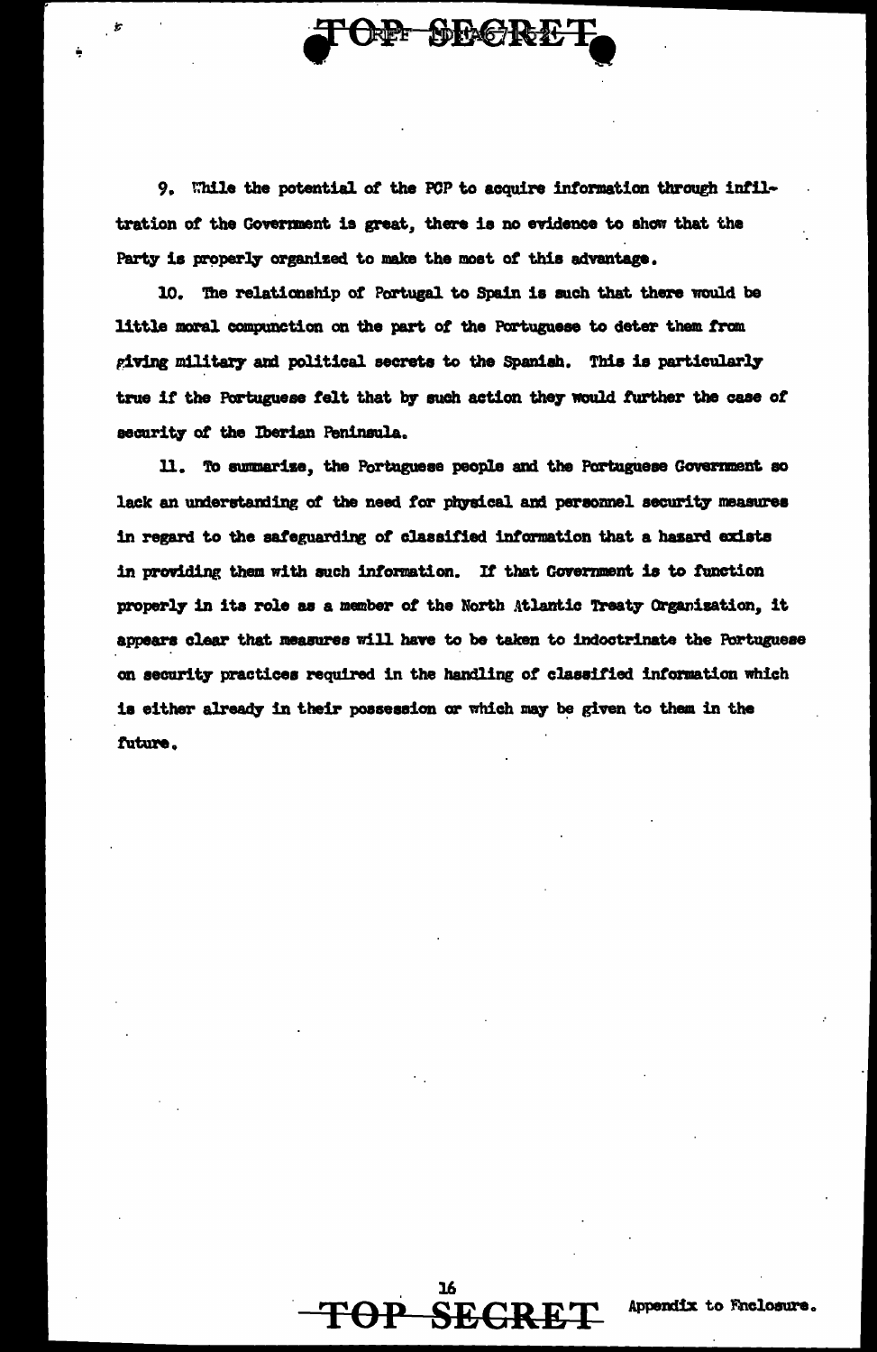9. While the potential of the PCP to acquire information through infiltration of the Government is great, there is no evidence to show that the Party is properly organized to make the most of this advantage.

10. The relationship of Portugal to Spain is such that there would be little moral compunction on the part of the Portuguese to deter them from giving military and political secrets to the Spanish. This is particularly true if the Portuguese felt that by such action they would further the case of security of the Iberian Peninsula.

11. To summarize, the Portuguese people and the Portuguese Government so lack an understanding of the need for physical and personnel security measures in regard to the safeguarding of classified information that a hazard exists in providing them with such information. If that Government is to function properly in its role as a member of the North Atlantic Treaty Organization, it appears clear that measures will have to be taken to indoctrinate the Portuguese on security practices required in the handling of classified information which is either already in their possession or which may be given to them in the future.

Appendix to Enclosure.